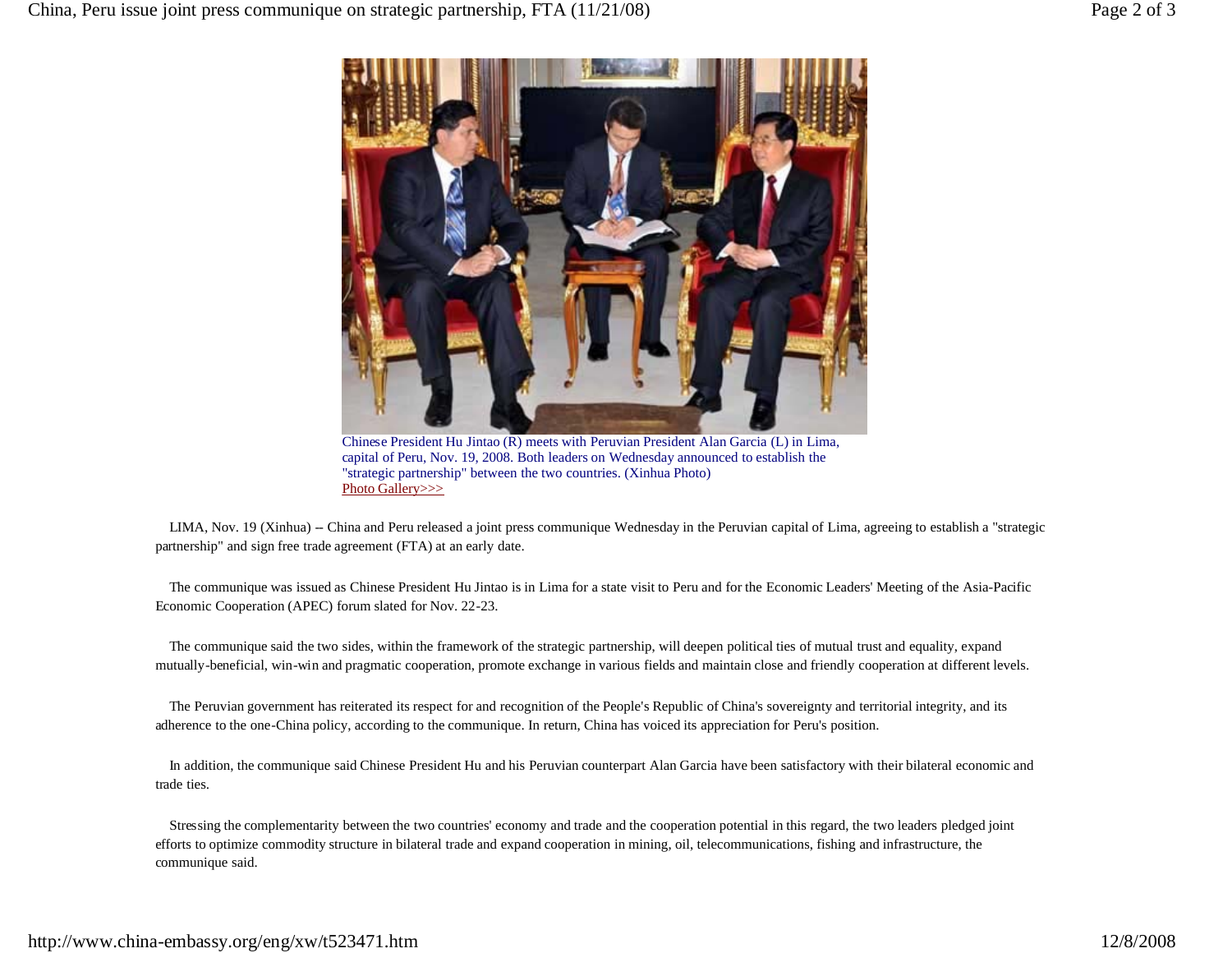Chinese President Hu Jintao (R) meets with Peruvian President Alan Garcia (L) in Lima, capital of Peru, Nov. 19, 2008. Both leaders on Wednesday announced to establish the "strategic partnership" between the two countries. (Xinhua Photo)
Photo Gallery>>>

LIMA, Nov. 19 (Xinhua) -- China and Peru released a joint press communique Wednesday in the Peruvian capital of Lima, agreeing to establish a "strategic partnership" and sign free trade agreement (FTA) at an early date.

The communique was issued as Chinese President Hu Jintao is in Lima for a state visit to Peru and for the Economic Leaders' Meeting of the Asia-Pacific Economic Cooperation (APEC) forum slated for Nov. 22-23.

The communique said the two sides, within the framework of the strategic partnership, will deepen political ties of mutual trust and equality, expand mutually-beneficial, win-win and pragmatic cooperation, promote exchange in various fields and maintain close and friendly cooperation at different levels.

The Peruvian government has reiterated its respect for and recognition of the People's Republic of China's sovereignty and territorial integrity, and its adherence to the one-China policy, according to the communique. In return, China has voiced its appreciation for Peru's position.

In addition, the communique said Chinese President Hu and his Peruvian counterpart Alan Garcia have been satisfactory with their bilateral economic and trade ties.

Stressing the complementarity between the two countries' economy and trade and the cooperation potential in this regard, the two leaders pledged joint efforts to optimize commodity structure in bilateral trade and expand cooperation in mining, oil, telecommunications, fishing and infrastructure, the communique said.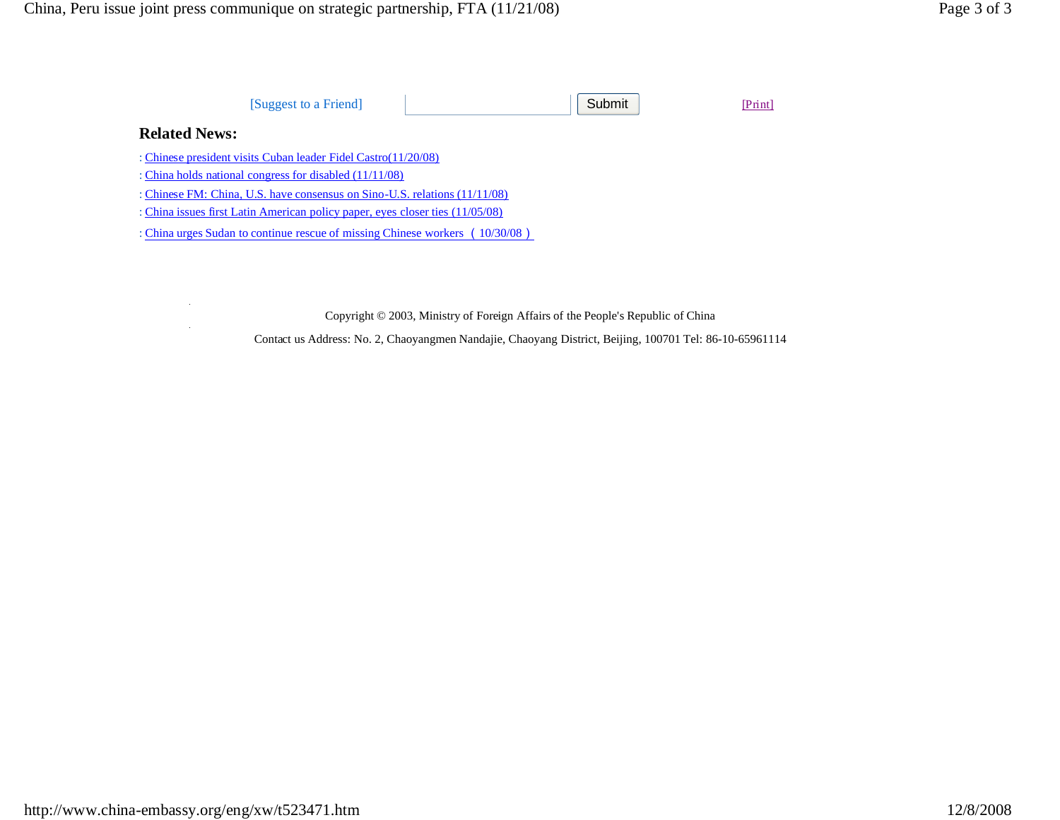[Suggest to a Friend] Submit [Print]

**Related News:**

: Chinese president visits Cuban leader Fidel Castro(11/20/08)

: China holds national congress for disabled (11/11/08)

: Chinese FM: China, U.S. have consensus on Sino-U.S. relations (11/11/08)

: China issues first Latin American policy paper, eyes closer ties (11/05/08)

: China urges Sudan to continue rescue of missing Chinese workers （10/30/08）

Copyright © 2003, Ministry of Foreign Affairs of the People's Republic of China

Contact us Address: No. 2, Chaoyangmen Nandajie, Chaoyang District, Beijing, 100701 Tel: 86-10-65961114